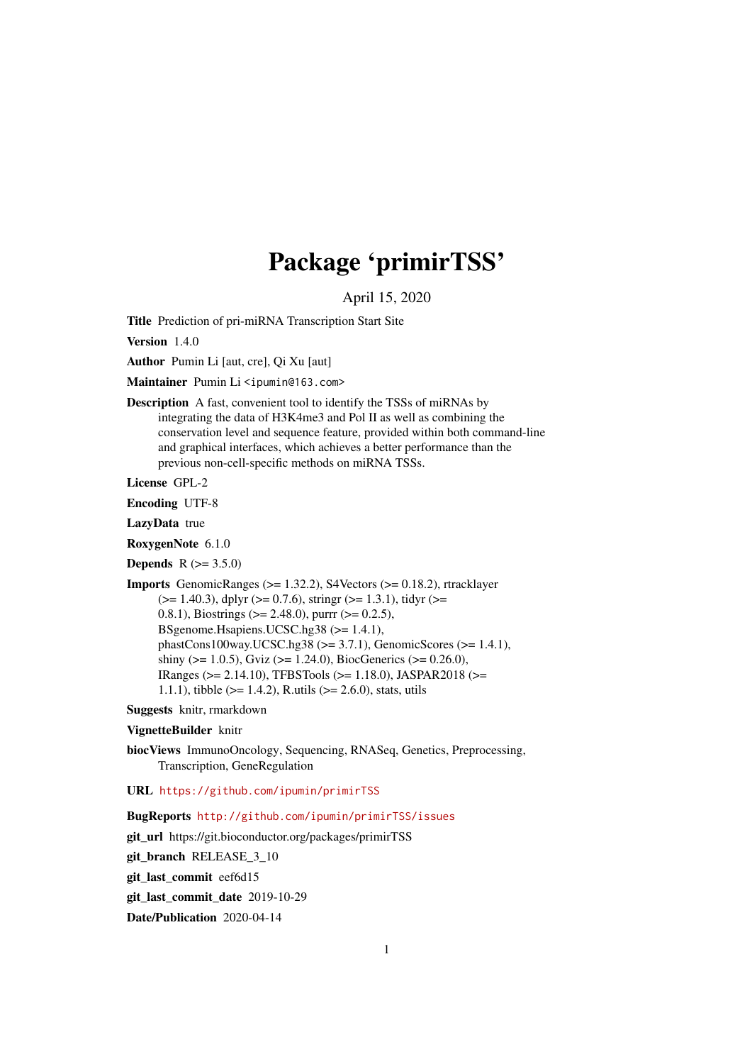# Package 'primirTSS'

April 15, 2020

**Title** Prediction of pri-miRNA Transcription Start Site

**Version** 1.4.0

**Author** Pumin Li [aut, cre], Qi Xu [aut]

**Maintainer** Pumin Li <ipumin@163.com>

**Description** A fast, convenient tool to identify the TSSs of miRNAs by integrating the data of H3K4me3 and Pol II as well as combining the conservation level and sequence feature, provided within both command-line and graphical interfaces, which achieves a better performance than the previous non-cell-specific methods on miRNA TSSs.

**License** GPL-2

**Encoding** UTF-8

**LazyData** true

**RoxygenNote** 6.1.0

**Depends** R (>= 3.5.0)

**Imports** GenomicRanges (>= 1.32.2), S4Vectors (>= 0.18.2), rtracklayer (>= 1.40.3), dplyr (>= 0.7.6), stringr (>= 1.3.1), tidyr (>= 0.8.1), Biostrings (>= 2.48.0), purrr (>= 0.2.5), BSgenome.Hsapiens.UCSC.hg38 (>= 1.4.1), phastCons100way.UCSC.hg38 (>= 3.7.1), GenomicScores (>= 1.4.1), shiny (>= 1.0.5), Gviz (>= 1.24.0), BiocGenerics (>= 0.26.0), IRanges (>= 2.14.10), TFBSTools (>= 1.18.0), JASPAR2018 (>= 1.1.1), tibble (>= 1.4.2), R.utils (>= 2.6.0), stats, utils

**Suggests** knitr, rmarkdown

**VignetteBuilder** knitr

**biocViews** ImmunoOncology, Sequencing, RNASeq, Genetics, Preprocessing, Transcription, GeneRegulation

**URL** https://github.com/ipumin/primirTSS

**BugReports** http://github.com/ipumin/primirTSS/issues

**git_url** https://git.bioconductor.org/packages/primirTSS

**git_branch** RELEASE_3_10

**git_last_commit** eef6d15

**git_last_commit_date** 2019-10-29

**Date/Publication** 2020-04-14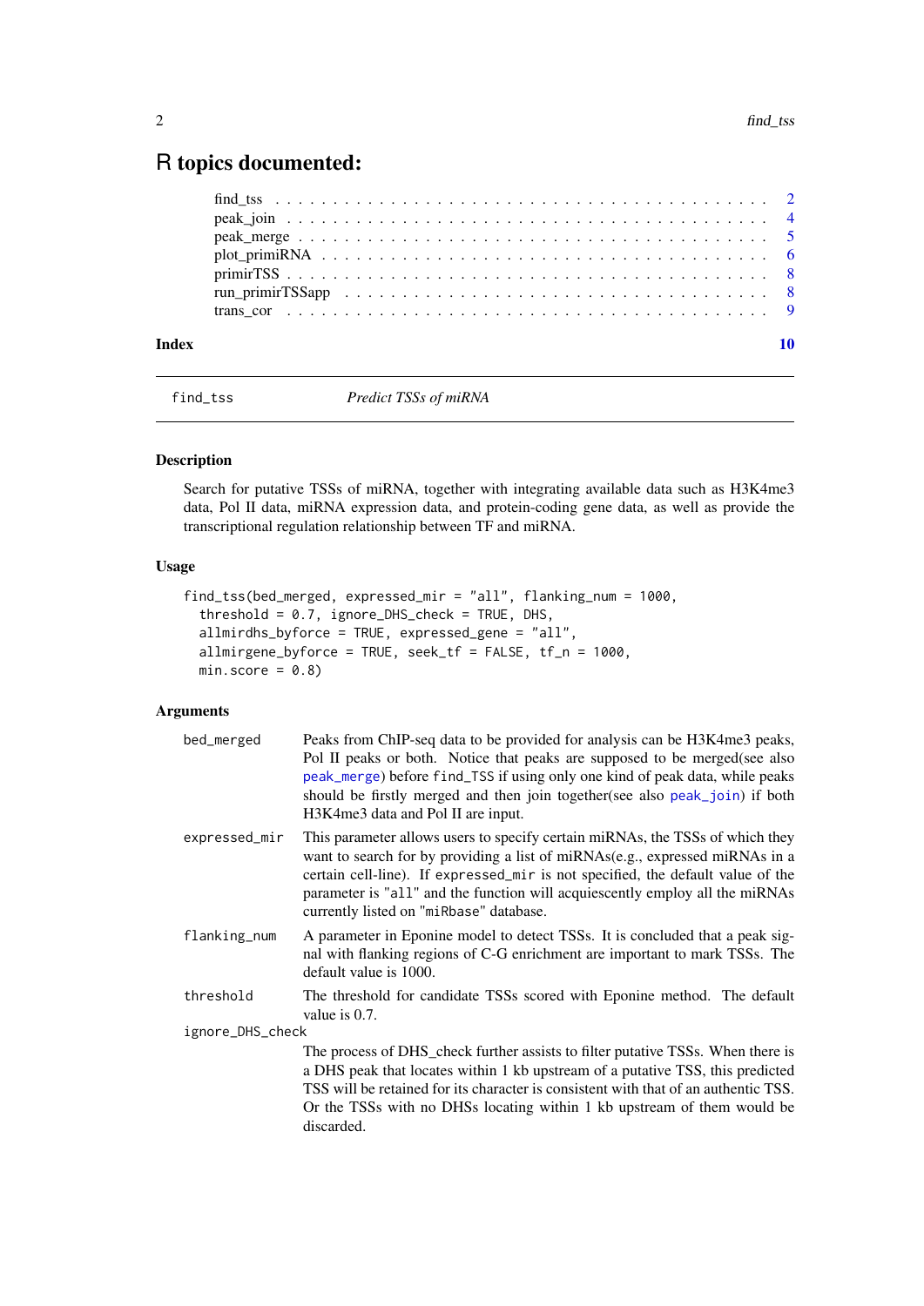# R topics documented:

| | |
|---|---|
| find_tss | 2 |
| peak_join | 4 |
| peak_merge | 5 |
| plot_primiRNA | 6 |
| primirTSS | 8 |
| run_primirTSSapp | 8 |
| trans_cor | 9 |

**Index** **10**

---

`find_tss` *Predict TSSs of miRNA*

---

### Description

Search for putative TSSs of miRNA, together with integrating available data such as H3K4me3 data, Pol II data, miRNA expression data, and protein-coding gene data, as well as provide the transcriptional regulation relationship between TF and miRNA.

### Usage

```
find_tss(bed_merged, expressed_mir = "all", flanking_num = 1000,
  threshold = 0.7, ignore_DHS_check = TRUE, DHS,
  allmirdhs_byforce = TRUE, expressed_gene = "all",
  allmirgene_byforce = TRUE, seek_tf = FALSE, tf_n = 1000,
  min.score = 0.8)
```

### Arguments

`bed_merged` Peaks from ChIP-seq data to be provided for analysis can be H3K4me3 peaks, Pol II peaks or both. Notice that peaks are supposed to be merged(see also `peak_merge`) before `find_TSS` if using only one kind of peak data, while peaks should be firstly merged and then join together(see also `peak_join`) if both H3K4me3 data and Pol II are input.

`expressed_mir` This parameter allows users to specify certain miRNAs, the TSSs of which they want to search for by providing a list of miRNAs(e.g., expressed miRNAs in a certain cell-line). If `expressed_mir` is not specified, the default value of the parameter is "`all`" and the function will acquiescently employ all the miRNAs currently listed on "`miRbase`" database.

`flanking_num` A parameter in Eponine model to detect TSSs. It is concluded that a peak signal with flanking regions of C-G enrichment are important to mark TSSs. The default value is 1000.

`threshold` The threshold for candidate TSSs scored with Eponine method. The default value is 0.7.

`ignore_DHS_check`
The process of DHS_check further assists to filter putative TSSs. When there is a DHS peak that locates within 1 kb upstream of a putative TSS, this predicted TSS will be retained for its character is consistent with that of an authentic TSS. Or the TSSs with no DHSs locating within 1 kb upstream of them would be discarded.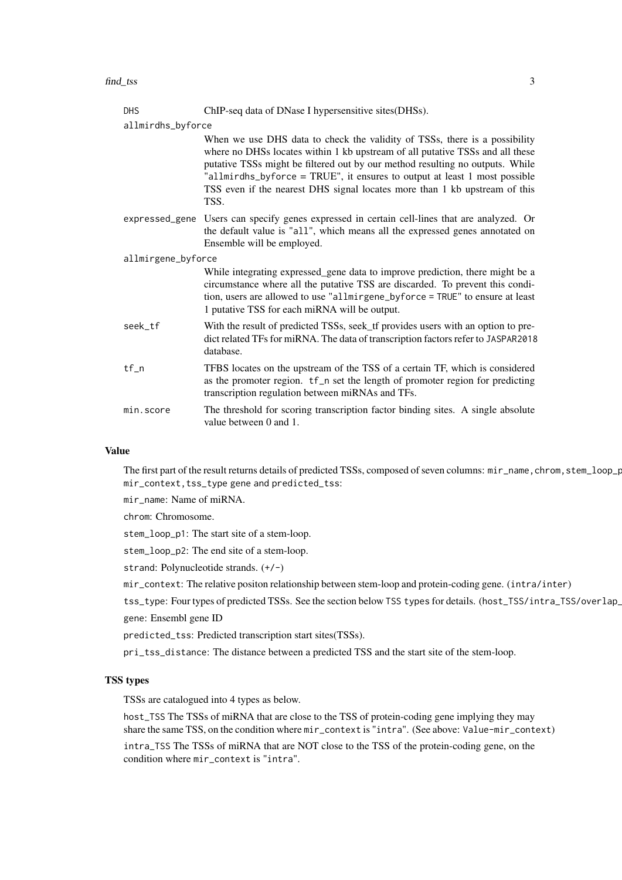| | |
|---|---|
| DHS | ChIP-seq data of DNase I hypersensitive sites(DHSs). |
| allmirdhs_byforce | When we use DHS data to check the validity of TSSs, there is a possibility where no DHSs locates within 1 kb upstream of all putative TSSs and all these putative TSSs might be filtered out by our method resulting no outputs. While "allmirdhs_byforce = TRUE", it ensures to output at least 1 most possible TSS even if the nearest DHS signal locates more than 1 kb upstream of this TSS. |
| expressed_gene | Users can specify genes expressed in certain cell-lines that are analyzed. Or the default value is "all", which means all the expressed genes annotated on Ensemble will be employed. |
| allmirgene_byforce | While integrating expressed_gene data to improve prediction, there might be a circumstance where all the putative TSS are discarded. To prevent this condition, users are allowed to use "allmirgene_byforce = TRUE" to ensure at least 1 putative TSS for each miRNA will be output. |
| seek_tf | With the result of predicted TSSs, seek_tf provides users with an option to predict related TFs for miRNA. The data of transcription factors refer to JASPAR2018 database. |
| tf_n | TFBS locates on the upstream of the TSS of a certain TF, which is considered as the promoter region. tf_n set the length of promoter region for predicting transcription regulation between miRNAs and TFs. |
| min.score | The threshold for scoring transcription factor binding sites. A single absolute value between 0 and 1. |

## Value

The first part of the result returns details of predicted TSSs, composed of seven columns: mir_name,chrom,stem_loop_p mir_context,tss_type gene and predicted_tss:

mir_name: Name of miRNA.

chrom: Chromosome.

stem_loop_p1: The start site of a stem-loop.

stem_loop_p2: The end site of a stem-loop.

strand: Polynucleotide strands. (+/-)

mir_context: The relative positon relationship between stem-loop and protein-coding gene. (intra/inter)

tss_type: Four types of predicted TSSs. See the section below TSS types for details. (host_TSS/intra_TSS/overlap_

gene: Ensembl gene ID

predicted_tss: Predicted transcription start sites(TSSs).

pri_tss_distance: The distance between a predicted TSS and the start site of the stem-loop.

## TSS types

TSSs are catalogued into 4 types as below.

host_TSS The TSSs of miRNA that are close to the TSS of protein-coding gene implying they may share the same TSS, on the condition where mir_context is "intra". (See above: Value-mir_context)

intra_TSS The TSSs of miRNA that are NOT close to the TSS of the protein-coding gene, on the condition where mir_context is "intra".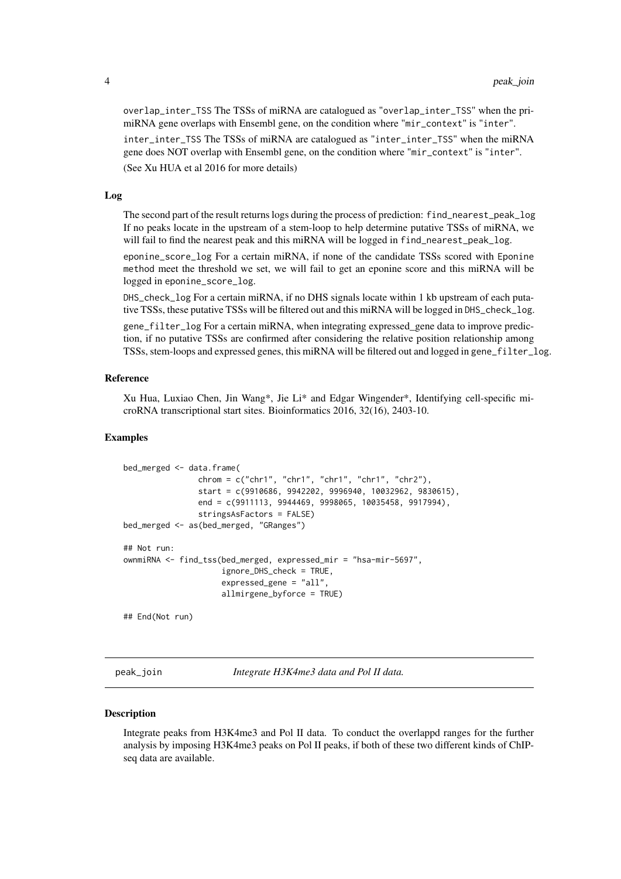overlap_inter_TSS The TSSs of miRNA are catalogued as "overlap_inter_TSS" when the pri-miRNA gene overlaps with Ensembl gene, on the condition where "mir_context" is "inter".

inter_inter_TSS The TSSs of miRNA are catalogued as "inter_inter_TSS" when the miRNA gene does NOT overlap with Ensembl gene, on the condition where "mir_context" is "inter".

(See Xu HUA et al 2016 for more details)

### Log

The second part of the result returns logs during the process of prediction: find_nearest_peak_log If no peaks locate in the upstream of a stem-loop to help determine putative TSSs of miRNA, we will fail to find the nearest peak and this miRNA will be logged in find_nearest_peak_log.

eponine_score_log For a certain miRNA, if none of the candidate TSSs scored with Eponine method meet the threshold we set, we will fail to get an eponine score and this miRNA will be logged in eponine_score_log.

DHS_check_log For a certain miRNA, if no DHS signals locate within 1 kb upstream of each putative TSSs, these putative TSSs will be filtered out and this miRNA will be logged in DHS_check_log.

gene_filter_log For a certain miRNA, when integrating expressed_gene data to improve prediction, if no putative TSSs are confirmed after considering the relative position relationship among TSSs, stem-loops and expressed genes, this miRNA will be filtered out and logged in gene_filter_log.

### Reference

Xu Hua, Luxiao Chen, Jin Wang*, Jie Li* and Edgar Wingender*, Identifying cell-specific microRNA transcriptional start sites. Bioinformatics 2016, 32(16), 2403-10.

### Examples

```
bed_merged <- data.frame(
                chrom = c("chr1", "chr1", "chr1", "chr1", "chr2"),
                start = c(9910686, 9942202, 9996940, 10032962, 9830615),
                end = c(9911113, 9944469, 9998065, 10035458, 9917994),
                stringsAsFactors = FALSE)
bed_merged <- as(bed_merged, "GRanges")

## Not run:
ownmiRNA <- find_tss(bed_merged, expressed_mir = "hsa-mir-5697",
                     ignore_DHS_check = TRUE,
                     expressed_gene = "all",
                     allmirgene_byforce = TRUE)

## End(Not run)
```

---

## peak_join *Integrate H3K4me3 data and Pol II data.*

### Description

Integrate peaks from H3K4me3 and Pol II data. To conduct the overlappd ranges for the further analysis by imposing H3K4me3 peaks on Pol II peaks, if both of these two different kinds of ChIP-seq data are available.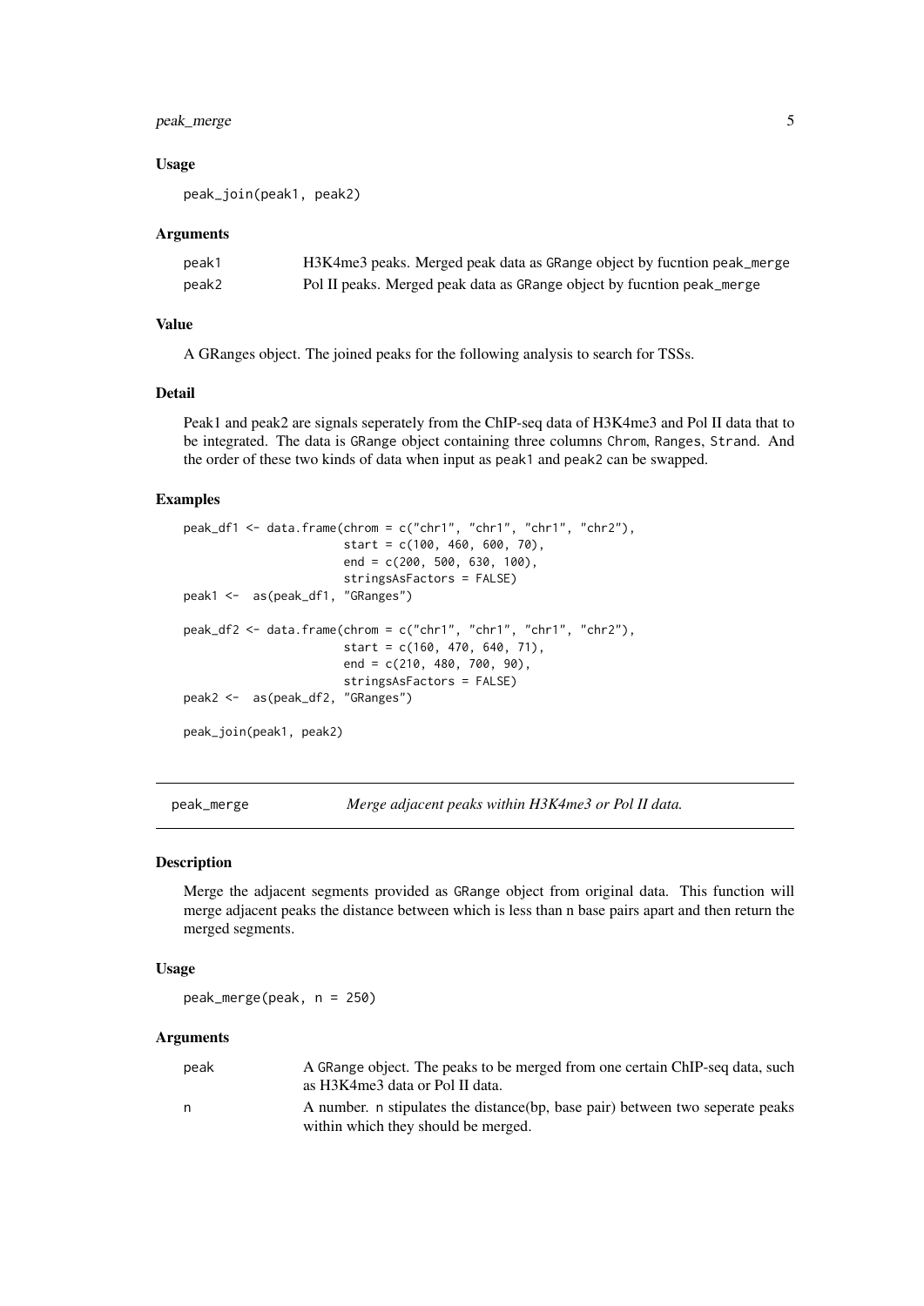### Usage

```
peak_join(peak1, peak2)
```

### Arguments

| | |
|---|---|
| peak1 | H3K4me3 peaks. Merged peak data as GRange object by fucntion peak_merge |
| peak2 | Pol II peaks. Merged peak data as GRange object by fucntion peak_merge |

### Value

A GRanges object. The joined peaks for the following analysis to search for TSSs.

### Detail

Peak1 and peak2 are signals seperately from the ChIP-seq data of H3K4me3 and Pol II data that to be integrated. The data is GRange object containing three columns Chrom, Ranges, Strand. And the order of these two kinds of data when input as peak1 and peak2 can be swapped.

### Examples

```
peak_df1 <- data.frame(chrom = c("chr1", "chr1", "chr1", "chr2"),
                       start = c(100, 460, 600, 70),
                       end = c(200, 500, 630, 100),
                       stringsAsFactors = FALSE)
peak1 <-  as(peak_df1, "GRanges")

peak_df2 <- data.frame(chrom = c("chr1", "chr1", "chr1", "chr2"),
                       start = c(160, 470, 640, 71),
                       end = c(210, 480, 700, 90),
                       stringsAsFactors = FALSE)
peak2 <-  as(peak_df2, "GRanges")

peak_join(peak1, peak2)
```

---

## peak_merge — *Merge adjacent peaks within H3K4me3 or Pol II data.*

### Description

Merge the adjacent segments provided as GRange object from original data. This function will merge adjacent peaks the distance between which is less than n base pairs apart and then return the merged segments.

### Usage

```
peak_merge(peak, n = 250)
```

### Arguments

| | |
|---|---|
| peak | A GRange object. The peaks to be merged from one certain ChIP-seq data, such as H3K4me3 data or Pol II data. |
| n | A number. n stipulates the distance(bp, base pair) between two seperate peaks within which they should be merged. |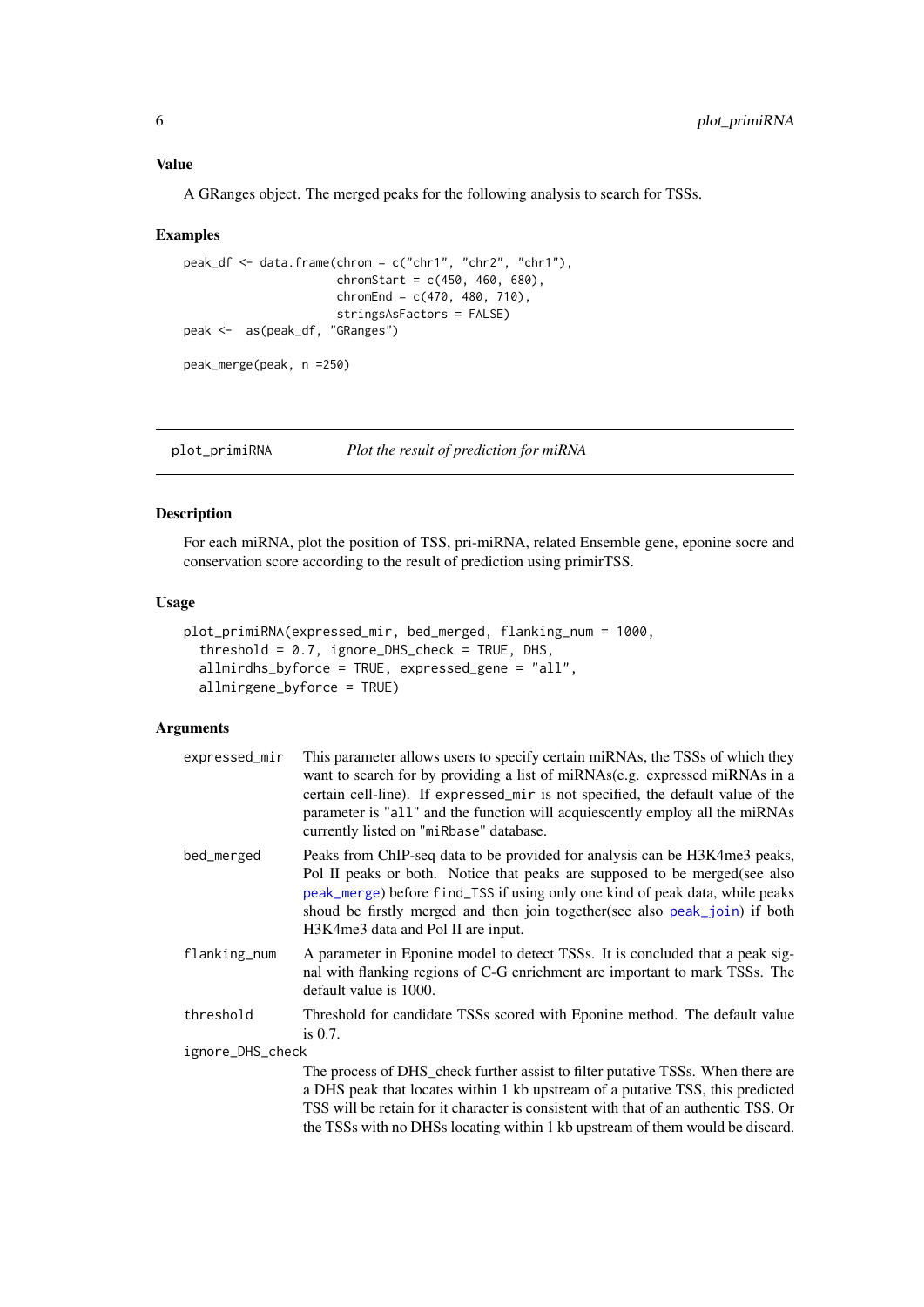### Value

A GRanges object. The merged peaks for the following analysis to search for TSSs.

### Examples

```
peak_df <- data.frame(chrom = c("chr1", "chr2", "chr1"),
                      chromStart = c(450, 460, 680),
                      chromEnd = c(470, 480, 710),
                      stringsAsFactors = FALSE)
peak <-  as(peak_df, "GRanges")

peak_merge(peak, n =250)
```

---

## plot_primiRNA *Plot the result of prediction for miRNA*

---

### Description

For each miRNA, plot the position of TSS, pri-miRNA, related Ensemble gene, eponine socre and conservation score according to the result of prediction using primirTSS.

### Usage

```
plot_primiRNA(expressed_mir, bed_merged, flanking_num = 1000,
  threshold = 0.7, ignore_DHS_check = TRUE, DHS,
  allmirdhs_byforce = TRUE, expressed_gene = "all",
  allmirgene_byforce = TRUE)
```

### Arguments

| | |
|---|---|
| expressed_mir | This parameter allows users to specify certain miRNAs, the TSSs of which they want to search for by providing a list of miRNAs(e.g. expressed miRNAs in a certain cell-line). If `expressed_mir` is not specified, the default value of the parameter is `"all"` and the function will acquiescently employ all the miRNAs currently listed on `"miRbase"` database. |
| bed_merged | Peaks from ChIP-seq data to be provided for analysis can be H3K4me3 peaks, Pol II peaks or both. Notice that peaks are supposed to be merged(see also `peak_merge`) before `find_TSS` if using only one kind of peak data, while peaks shoud be firstly merged and then join together(see also `peak_join`) if both H3K4me3 data and Pol II are input. |
| flanking_num | A parameter in Eponine model to detect TSSs. It is concluded that a peak signal with flanking regions of C-G enrichment are important to mark TSSs. The default value is 1000. |
| threshold | Threshold for candidate TSSs scored with Eponine method. The default value is 0.7. |
| ignore_DHS_check | The process of DHS_check further assist to filter putative TSSs. When there are a DHS peak that locates within 1 kb upstream of a putative TSS, this predicted TSS will be retain for it character is consistent with that of an authentic TSS. Or the TSSs with no DHSs locating within 1 kb upstream of them would be discard. |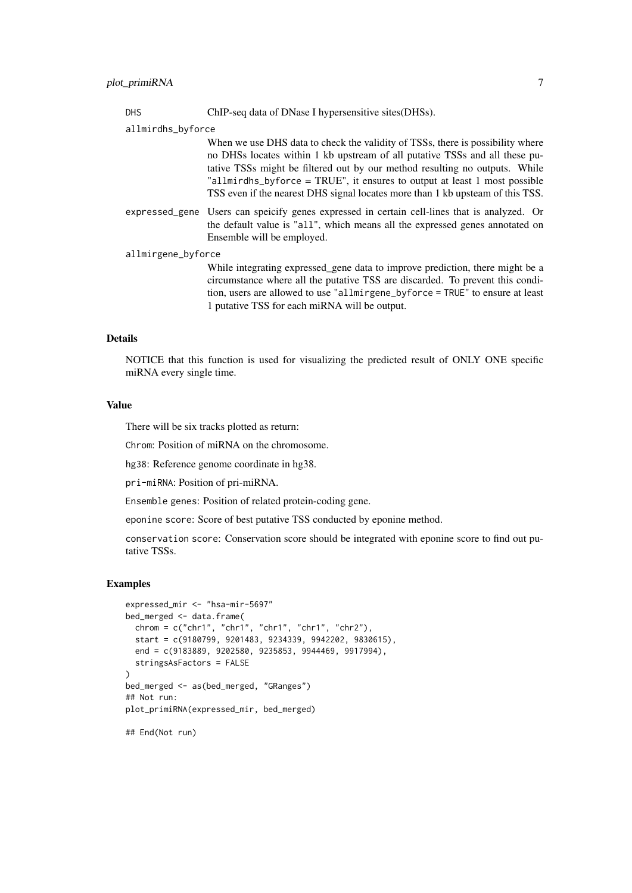`DHS` ChIP-seq data of DNase I hypersensitive sites(DHSs).

`allmirdhs_byforce`
When we use DHS data to check the validity of TSSs, there is possibility where no DHSs locates within 1 kb upstream of all putative TSSs and all these putative TSSs might be filtered out by our method resulting no outputs. While "`allmirdhs_byforce` = TRUE", it ensures to output at least 1 most possible TSS even if the nearest DHS signal locates more than 1 kb upsteam of this TSS.

`expressed_gene` Users can speicify genes expressed in certain cell-lines that is analyzed. Or the default value is "`all`", which means all the expressed genes annotated on Ensemble will be employed.

`allmirgene_byforce`
While integrating expressed_gene data to improve prediction, there might be a circumstance where all the putative TSS are discarded. To prevent this condition, users are allowed to use "`allmirgene_byforce = TRUE`" to ensure at least 1 putative TSS for each miRNA will be output.

## Details

NOTICE that this function is used for visualizing the predicted result of ONLY ONE specific miRNA every single time.

## Value

There will be six tracks plotted as return:

`Chrom`: Position of miRNA on the chromosome.

`hg38`: Reference genome coordinate in hg38.

`pri-miRNA`: Position of pri-miRNA.

`Ensemble genes`: Position of related protein-coding gene.

`eponine score`: Score of best putative TSS conducted by eponine method.

`conservation score`: Conservation score should be integrated with eponine score to find out putative TSSs.

## Examples

```
expressed_mir <- "hsa-mir-5697"
bed_merged <- data.frame(
  chrom = c("chr1", "chr1", "chr1", "chr1", "chr2"),
  start = c(9180799, 9201483, 9234339, 9942202, 9830615),
  end = c(9183889, 9202580, 9235853, 9944469, 9917994),
  stringsAsFactors = FALSE
)
bed_merged <- as(bed_merged, "GRanges")
## Not run:
plot_primiRNA(expressed_mir, bed_merged)

## End(Not run)
```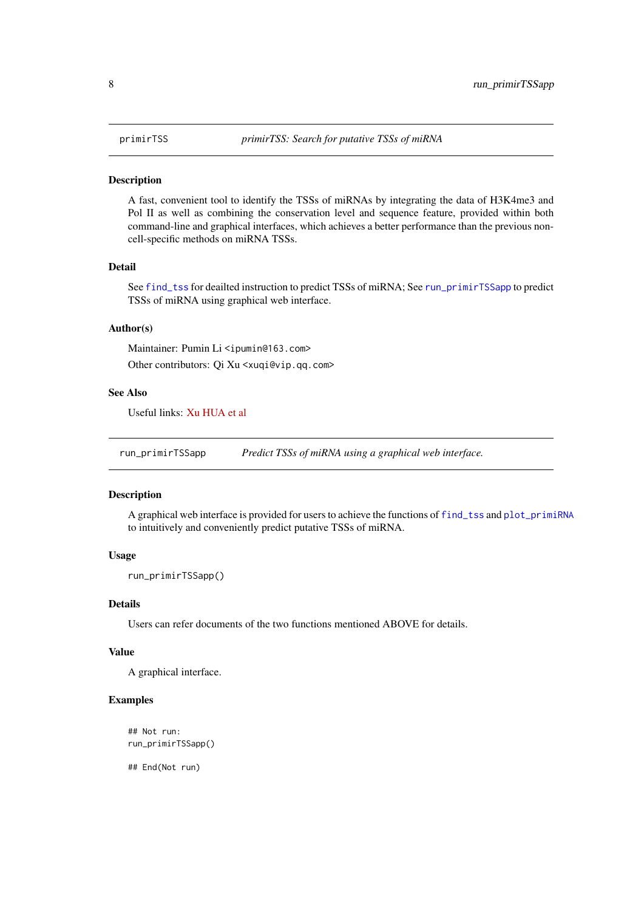## primirTSS — *primirTSS: Search for putative TSSs of miRNA*

### Description

A fast, convenient tool to identify the TSSs of miRNAs by integrating the data of H3K4me3 and Pol II as well as combining the conservation level and sequence feature, provided within both command-line and graphical interfaces, which achieves a better performance than the previous non-cell-specific methods on miRNA TSSs.

### Detail

See `find_tss` for deailted instruction to predict TSSs of miRNA; See `run_primirTSSapp` to predict TSSs of miRNA using graphical web interface.

### Author(s)

Maintainer: Pumin Li <ipumin@163.com>

Other contributors: Qi Xu <xuqi@vip.qq.com>

### See Also

Useful links: Xu HUA et al

## run_primirTSSapp — *Predict TSSs of miRNA using a graphical web interface.*

### Description

A graphical web interface is provided for users to achieve the functions of `find_tss` and `plot_primiRNA` to intuitively and conveniently predict putative TSSs of miRNA.

### Usage

```
run_primirTSSapp()
```

### Details

Users can refer documents of the two functions mentioned ABOVE for details.

### Value

A graphical interface.

### Examples

```
## Not run:
run_primirTSSapp()

## End(Not run)
```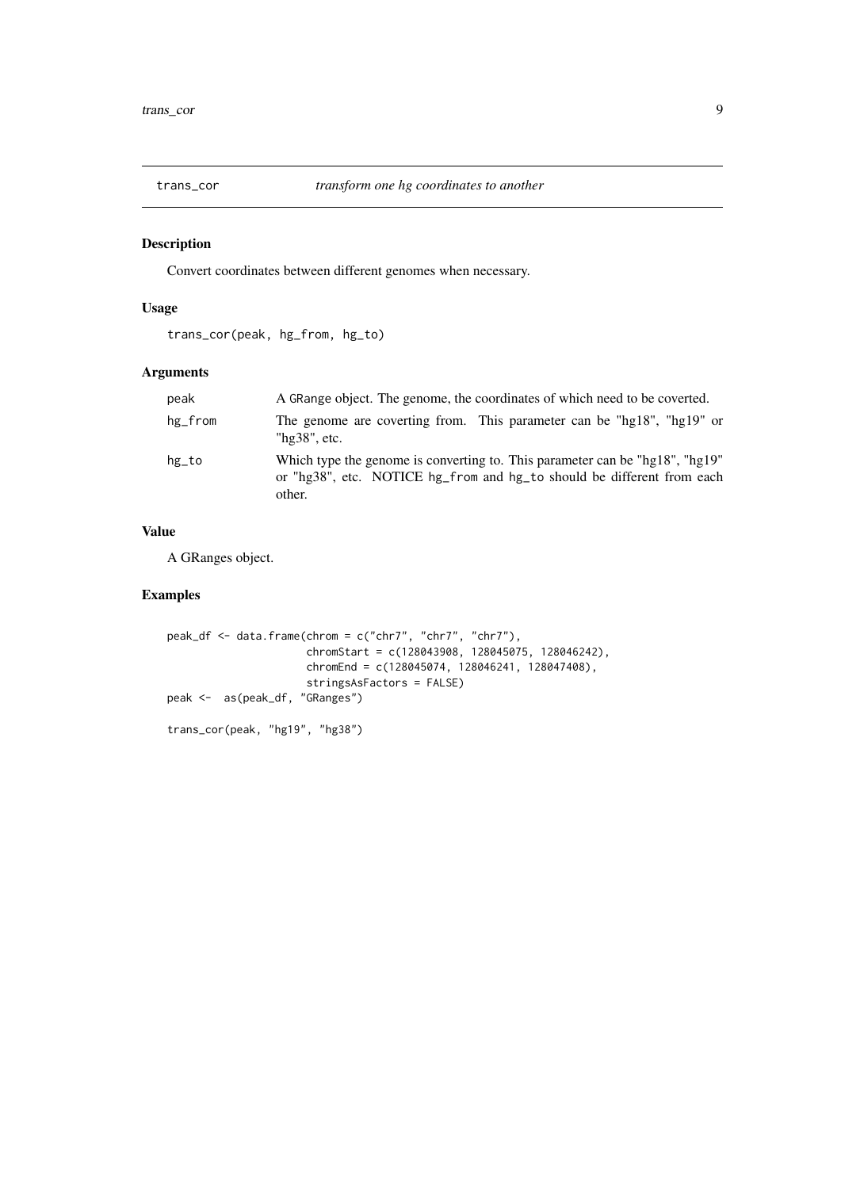# trans_cor — *transform one hg coordinates to another*

## Description

Convert coordinates between different genomes when necessary.

## Usage

```
trans_cor(peak, hg_from, hg_to)
```

## Arguments

| | |
|---|---|
| `peak` | A `GRange` object. The genome, the coordinates of which need to be coverted. |
| `hg_from` | The genome are coverting from. This parameter can be "hg18", "hg19" or "hg38", etc. |
| `hg_to` | Which type the genome is converting to. This parameter can be "hg18", "hg19" or "hg38", etc. NOTICE `hg_from` and `hg_to` should be different from each other. |

## Value

A GRanges object.

## Examples

```
peak_df <- data.frame(chrom = c("chr7", "chr7", "chr7"),
                      chromStart = c(128043908, 128045075, 128046242),
                      chromEnd = c(128045074, 128046241, 128047408),
                      stringsAsFactors = FALSE)
peak <-  as(peak_df, "GRanges")

trans_cor(peak, "hg19", "hg38")
```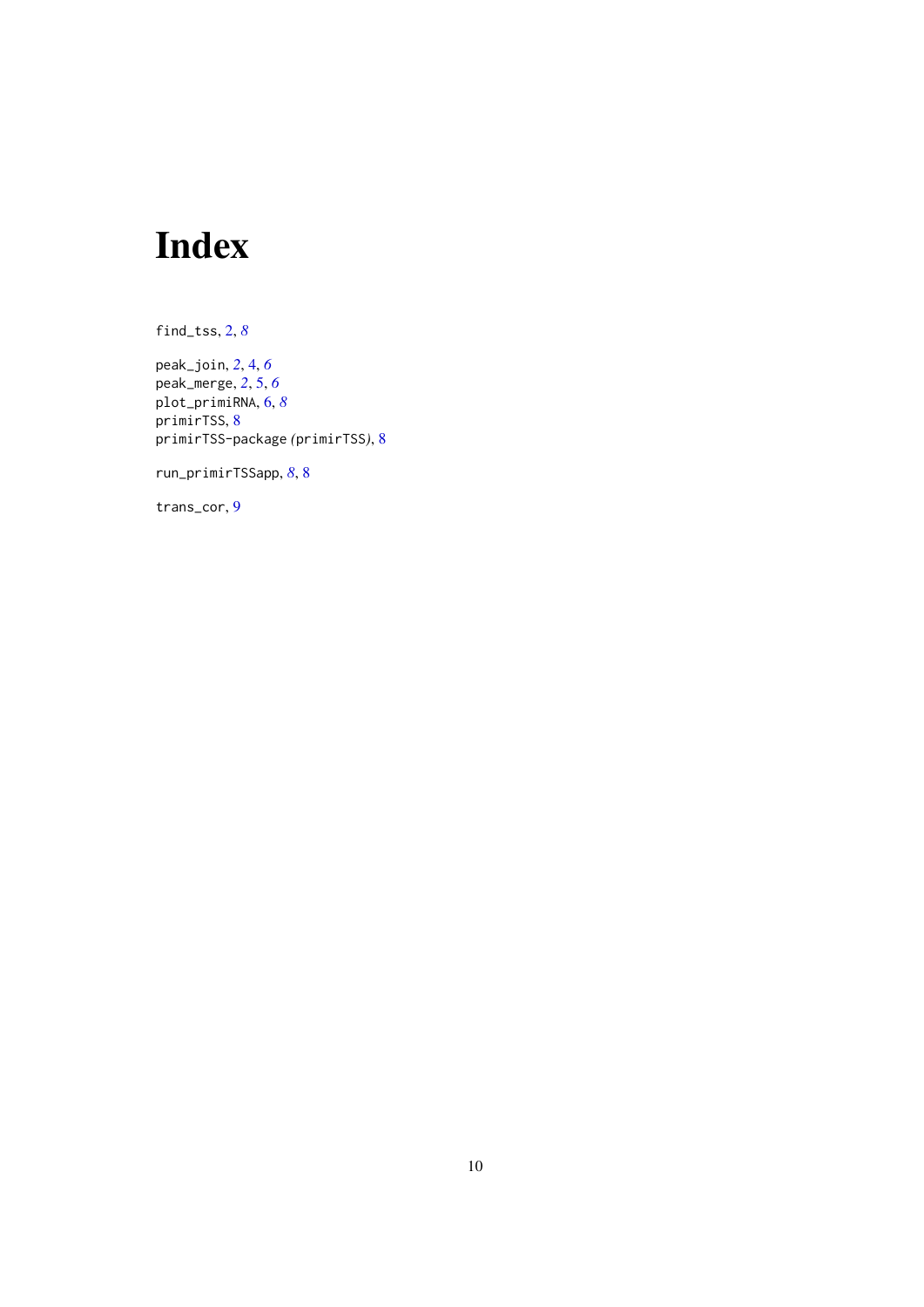# Index

find_tss, 2, *8*

peak_join, *2*, 4, *6*
peak_merge, *2*, 5, *6*
plot_primiRNA, 6, *8*
primirTSS, 8
primirTSS-package *(*primirTSS*)*, 8

run_primirTSSapp, *8*, 8

trans_cor, 9